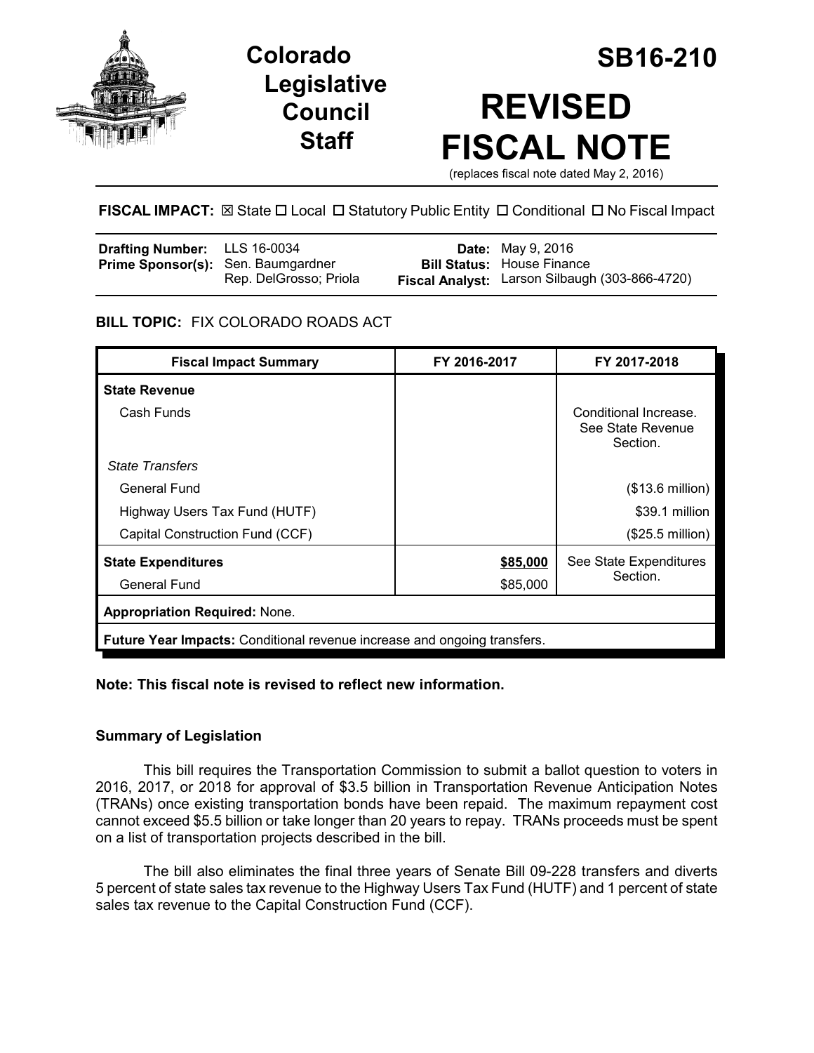# Colorado Legislative Council Staff

# SB16-210

# REVISED FISCAL NOTE

(replaces fiscal note dated May 2, 2016)

**FISCAL IMPACT:** ☒ State ☐ Local ☐ Statutory Public Entity ☐ Conditional ☐ No Fiscal Impact

| | | | |
|---|---|---|---|
| **Drafting Number:** | LLS 16-0034 | **Date:** | May 9, 2016 |
| **Prime Sponsor(s):** | Sen. Baumgardner<br>Rep. DelGrosso; Priola | **Bill Status:** | House Finance |
| | | **Fiscal Analyst:** | Larson Silbaugh (303-866-4720) |

**BILL TOPIC:** FIX COLORADO ROADS ACT

| Fiscal Impact Summary | FY 2016-2017 | FY 2017-2018 |
|---|---|---|
| **State Revenue** | | |
| Cash Funds | | Conditional Increase. See State Revenue Section. |
| *State Transfers* | | |
| General Fund | | ($13.6 million) |
| Highway Users Tax Fund (HUTF) | | $39.1 million |
| Capital Construction Fund (CCF) | | ($25.5 million) |
| **State Expenditures** | **$85,000** | See State Expenditures Section. |
| General Fund | $85,000 | |
| **Appropriation Required:** None. | | |
| **Future Year Impacts:** Conditional revenue increase and ongoing transfers. | | |

**Note: This fiscal note is revised to reflect new information.**

## Summary of Legislation

This bill requires the Transportation Commission to submit a ballot question to voters in 2016, 2017, or 2018 for approval of $3.5 billion in Transportation Revenue Anticipation Notes (TRANs) once existing transportation bonds have been repaid. The maximum repayment cost cannot exceed $5.5 billion or take longer than 20 years to repay. TRANs proceeds must be spent on a list of transportation projects described in the bill.

The bill also eliminates the final three years of Senate Bill 09-228 transfers and diverts 5 percent of state sales tax revenue to the Highway Users Tax Fund (HUTF) and 1 percent of state sales tax revenue to the Capital Construction Fund (CCF).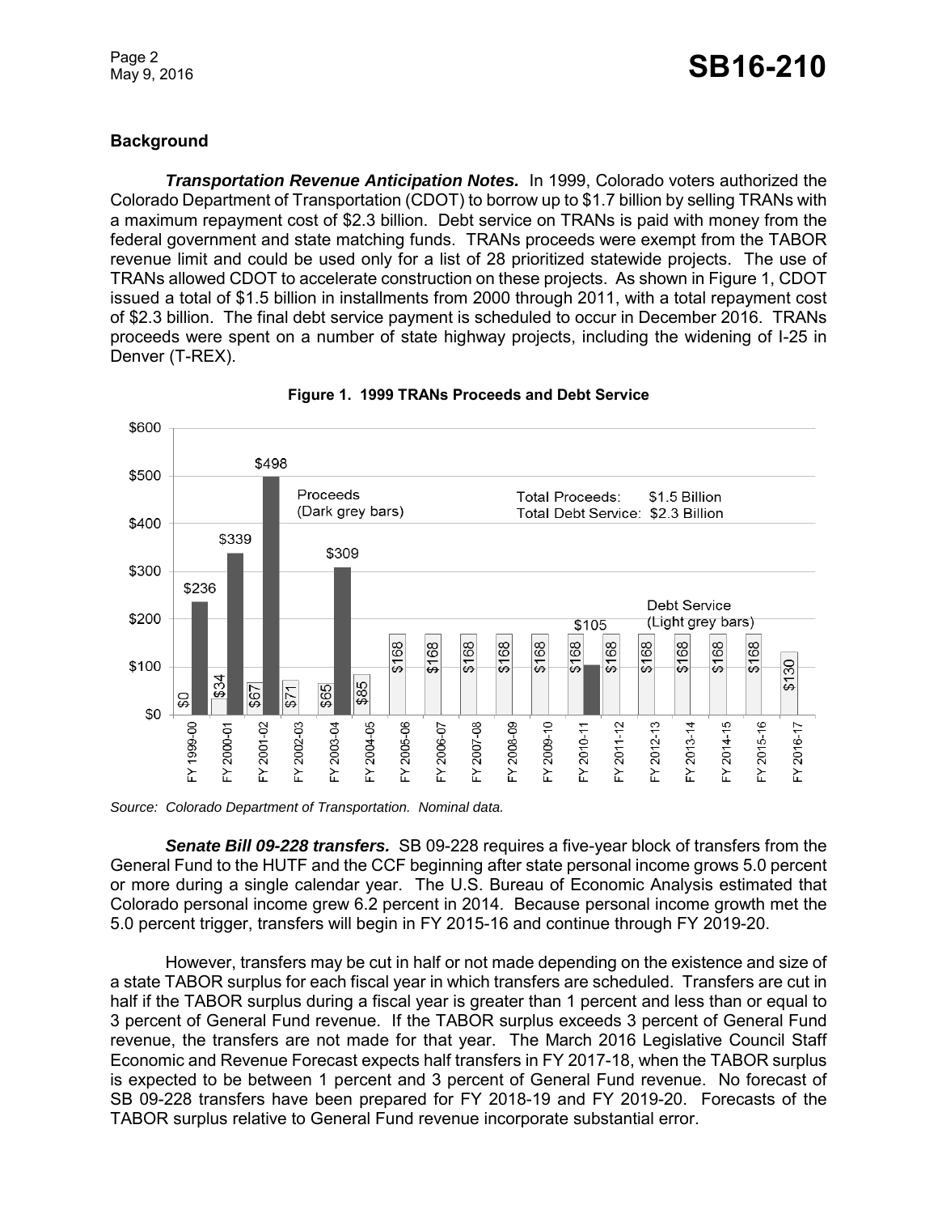## Background

***Transportation Revenue Anticipation Notes.*** In 1999, Colorado voters authorized the Colorado Department of Transportation (CDOT) to borrow up to $1.7 billion by selling TRANs with a maximum repayment cost of $2.3 billion. Debt service on TRANs is paid with money from the federal government and state matching funds. TRANs proceeds were exempt from the TABOR revenue limit and could be used only for a list of 28 prioritized statewide projects. The use of TRANs allowed CDOT to accelerate construction on these projects. As shown in Figure 1, CDOT issued a total of $1.5 billion in installments from 2000 through 2011, with a total repayment cost of $2.3 billion. The final debt service payment is scheduled to occur in December 2016. TRANs proceeds were spent on a number of state highway projects, including the widening of I-25 in Denver (T-REX).

**Figure 1. 1999 TRANs Proceeds and Debt Service**

Total Proceeds: $1.5 Billion
Total Debt Service: $2.3 Billion

| Fiscal Year | Proceeds (Dark grey bars) | Debt Service (Light grey bars) |
|---|---|---|
| FY 1999-00 | $236 | $0 |
| FY 2000-01 | $339 | $34 |
| FY 2001-02 | $498 | $67 |
| FY 2002-03 | | $71 |
| FY 2003-04 | $309 | $65 |
| FY 2004-05 | | $85 |
| FY 2005-06 | | $168 |
| FY 2006-07 | | $168 |
| FY 2007-08 | | $168 |
| FY 2008-09 | | $168 |
| FY 2009-10 | | $168 |
| FY 2010-11 | $105 | $168 |
| FY 2011-12 | | $168 |
| FY 2012-13 | | $168 |
| FY 2013-14 | | $168 |
| FY 2014-15 | | $168 |
| FY 2015-16 | | $168 |
| FY 2016-17 | | $130 |

*Source: Colorado Department of Transportation. Nominal data.*

***Senate Bill 09-228 transfers.*** SB 09-228 requires a five-year block of transfers from the General Fund to the HUTF and the CCF beginning after state personal income grows 5.0 percent or more during a single calendar year. The U.S. Bureau of Economic Analysis estimated that Colorado personal income grew 6.2 percent in 2014. Because personal income growth met the 5.0 percent trigger, transfers will begin in FY 2015-16 and continue through FY 2019-20.

However, transfers may be cut in half or not made depending on the existence and size of a state TABOR surplus for each fiscal year in which transfers are scheduled. Transfers are cut in half if the TABOR surplus during a fiscal year is greater than 1 percent and less than or equal to 3 percent of General Fund revenue. If the TABOR surplus exceeds 3 percent of General Fund revenue, the transfers are not made for that year. The March 2016 Legislative Council Staff Economic and Revenue Forecast expects half transfers in FY 2017-18, when the TABOR surplus is expected to be between 1 percent and 3 percent of General Fund revenue. No forecast of SB 09-228 transfers have been prepared for FY 2018-19 and FY 2019-20. Forecasts of the TABOR surplus relative to General Fund revenue incorporate substantial error.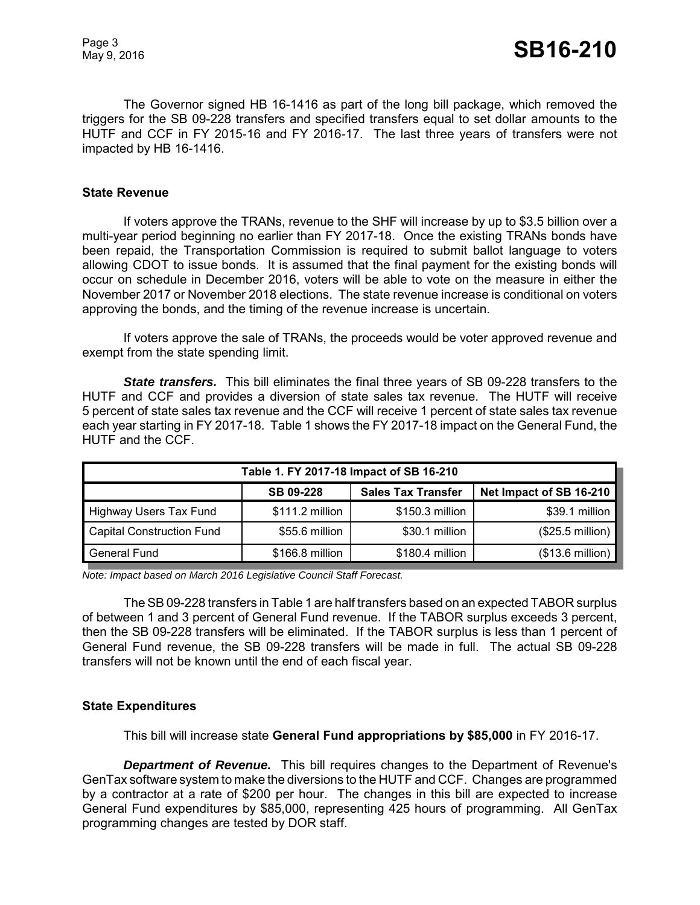The Governor signed HB 16-1416 as part of the long bill package, which removed the triggers for the SB 09-228 transfers and specified transfers equal to set dollar amounts to the HUTF and CCF in FY 2015-16 and FY 2016-17. The last three years of transfers were not impacted by HB 16-1416.

**State Revenue**

If voters approve the TRANs, revenue to the SHF will increase by up to $3.5 billion over a multi-year period beginning no earlier than FY 2017-18. Once the existing TRANs bonds have been repaid, the Transportation Commission is required to submit ballot language to voters allowing CDOT to issue bonds. It is assumed that the final payment for the existing bonds will occur on schedule in December 2016, voters will be able to vote on the measure in either the November 2017 or November 2018 elections. The state revenue increase is conditional on voters approving the bonds, and the timing of the revenue increase is uncertain.

If voters approve the sale of TRANs, the proceeds would be voter approved revenue and exempt from the state spending limit.

***State transfers.*** This bill eliminates the final three years of SB 09-228 transfers to the HUTF and CCF and provides a diversion of state sales tax revenue. The HUTF will receive 5 percent of state sales tax revenue and the CCF will receive 1 percent of state sales tax revenue each year starting in FY 2017-18. Table 1 shows the FY 2017-18 impact on the General Fund, the HUTF and the CCF.

| Table 1. FY 2017-18 Impact of SB 16-210 | | | |
|---|---|---|---|
| | SB 09-228 | Sales Tax Transfer | Net Impact of SB 16-210 |
| Highway Users Tax Fund | $111.2 million | $150.3 million | $39.1 million |
| Capital Construction Fund | $55.6 million | $30.1 million | ($25.5 million) |
| General Fund | $166.8 million | $180.4 million | ($13.6 million) |

*Note: Impact based on March 2016 Legislative Council Staff Forecast.*

The SB 09-228 transfers in Table 1 are half transfers based on an expected TABOR surplus of between 1 and 3 percent of General Fund revenue. If the TABOR surplus exceeds 3 percent, then the SB 09-228 transfers will be eliminated. If the TABOR surplus is less than 1 percent of General Fund revenue, the SB 09-228 transfers will be made in full. The actual SB 09-228 transfers will not be known until the end of each fiscal year.

**State Expenditures**

This bill will increase state **General Fund appropriations by $85,000** in FY 2016-17.

***Department of Revenue.*** This bill requires changes to the Department of Revenue's GenTax software system to make the diversions to the HUTF and CCF. Changes are programmed by a contractor at a rate of $200 per hour. The changes in this bill are expected to increase General Fund expenditures by $85,000, representing 425 hours of programming. All GenTax programming changes are tested by DOR staff.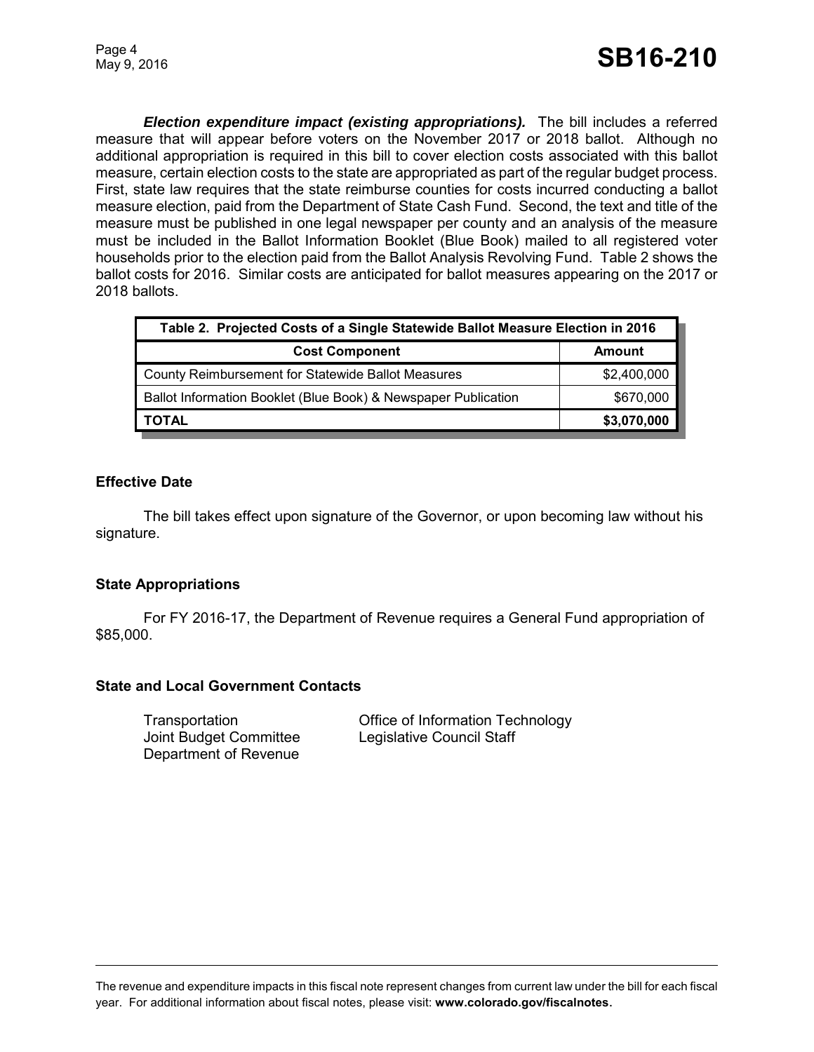***Election expenditure impact (existing appropriations).*** The bill includes a referred measure that will appear before voters on the November 2017 or 2018 ballot. Although no additional appropriation is required in this bill to cover election costs associated with this ballot measure, certain election costs to the state are appropriated as part of the regular budget process. First, state law requires that the state reimburse counties for costs incurred conducting a ballot measure election, paid from the Department of State Cash Fund. Second, the text and title of the measure must be published in one legal newspaper per county and an analysis of the measure must be included in the Ballot Information Booklet (Blue Book) mailed to all registered voter households prior to the election paid from the Ballot Analysis Revolving Fund. Table 2 shows the ballot costs for 2016. Similar costs are anticipated for ballot measures appearing on the 2017 or 2018 ballots.

**Table 2. Projected Costs of a Single Statewide Ballot Measure Election in 2016**

| Cost Component | Amount |
|---|---|
| County Reimbursement for Statewide Ballot Measures | $2,400,000 |
| Ballot Information Booklet (Blue Book) & Newspaper Publication | $670,000 |
| **TOTAL** | **$3,070,000** |

### Effective Date

The bill takes effect upon signature of the Governor, or upon becoming law without his signature.

### State Appropriations

For FY 2016-17, the Department of Revenue requires a General Fund appropriation of $85,000.

### State and Local Government Contacts

Transportation
Joint Budget Committee
Department of Revenue
Office of Information Technology
Legislative Council Staff

The revenue and expenditure impacts in this fiscal note represent changes from current law under the bill for each fiscal year. For additional information about fiscal notes, please visit: **www.colorado.gov/fiscalnotes.**